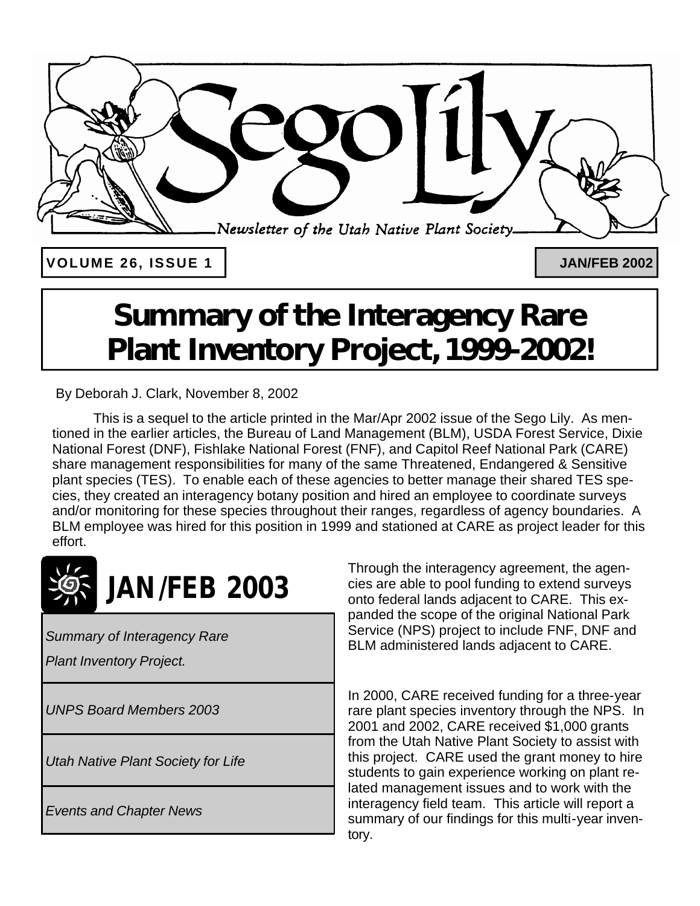# Sego Lily

Newsletter of the Utah Native Plant Society

**VOLUME 26, ISSUE 1** | **JAN/FEB 2002**

# Summary of the Interagency Rare Plant Inventory Project, 1999-2002!

By Deborah J. Clark, November 8, 2002

This is a sequel to the article printed in the Mar/Apr 2002 issue of the Sego Lily. As mentioned in the earlier articles, the Bureau of Land Management (BLM), USDA Forest Service, Dixie National Forest (DNF), Fishlake National Forest (FNF), and Capitol Reef National Park (CARE) share management responsibilities for many of the same Threatened, Endangered & Sensitive plant species (TES). To enable each of these agencies to better manage their shared TES species, they created an interagency botany position and hired an employee to coordinate surveys and/or monitoring for these species throughout their ranges, regardless of agency boundaries. A BLM employee was hired for this position in 1999 and stationed at CARE as project leader for this effort.

## JAN/FEB 2003

*Summary of Interagency Rare Plant Inventory Project.*

*UNPS Board Members 2003*

*Utah Native Plant Society for Life*

*Events and Chapter News*

Through the interagency agreement, the agencies are able to pool funding to extend surveys onto federal lands adjacent to CARE. This expanded the scope of the original National Park Service (NPS) project to include FNF, DNF and BLM administered lands adjacent to CARE.

In 2000, CARE received funding for a three-year rare plant species inventory through the NPS. In 2001 and 2002, CARE received $1,000 grants from the Utah Native Plant Society to assist with this project. CARE used the grant money to hire students to gain experience working on plant related management issues and to work with the interagency field team. This article will report a summary of our findings for this multi-year inventory.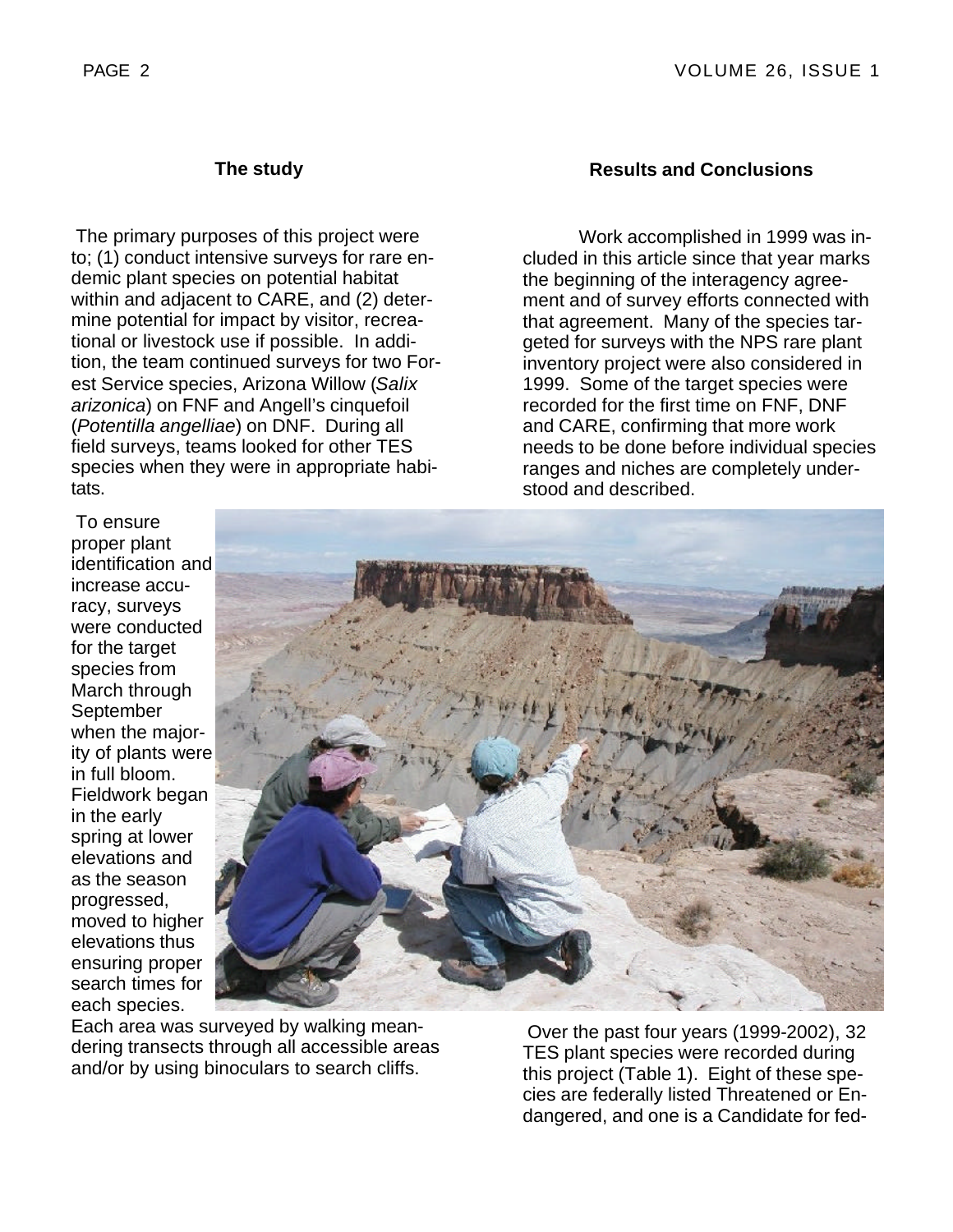## The study

The primary purposes of this project were to; (1) conduct intensive surveys for rare endemic plant species on potential habitat within and adjacent to CARE, and (2) determine potential for impact by visitor, recreational or livestock use if possible. In addition, the team continued surveys for two Forest Service species, Arizona Willow (*Salix arizonica*) on FNF and Angell's cinquefoil (*Potentilla angelliae*) on DNF. During all field surveys, teams looked for other TES species when they were in appropriate habitats.

To ensure proper plant identification and increase accuracy, surveys were conducted for the target species from March through September when the majority of plants were in full bloom. Fieldwork began in the early spring at lower elevations and as the season progressed, moved to higher elevations thus ensuring proper search times for each species. Each area was surveyed by walking meandering transects through all accessible areas and/or by using binoculars to search cliffs.

## Results and Conclusions

Work accomplished in 1999 was included in this article since that year marks the beginning of the interagency agreement and of survey efforts connected with that agreement. Many of the species targeted for surveys with the NPS rare plant inventory project were also considered in 1999. Some of the target species were recorded for the first time on FNF, DNF and CARE, confirming that more work needs to be done before individual species ranges and niches are completely understood and described.

Over the past four years (1999-2002), 32 TES plant species were recorded during this project (Table 1). Eight of these species are federally listed Threatened or Endangered, and one is a Candidate for fed-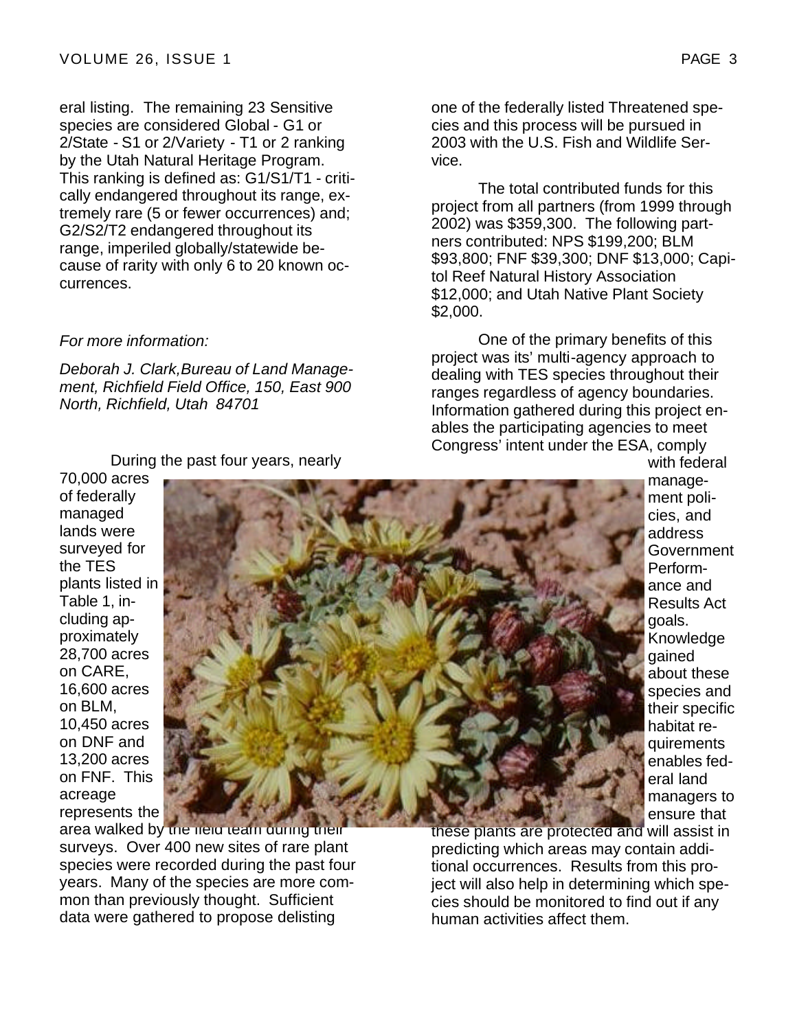eral listing. The remaining 23 Sensitive species are considered Global - G1 or 2/State - S1 or 2/Variety - T1 or 2 ranking by the Utah Natural Heritage Program. This ranking is defined as: G1/S1/T1 - critically endangered throughout its range, extremely rare (5 or fewer occurrences) and; G2/S2/T2 endangered throughout its range, imperiled globally/statewide because of rarity with only 6 to 20 known occurrences.

*For more information:*

*Deborah J. Clark,Bureau of Land Management, Richfield Field Office, 150, East 900 North, Richfield, Utah 84701*

During the past four years, nearly 70,000 acres of federally managed lands were surveyed for the TES plants listed in Table 1, including approximately 28,700 acres on CARE, 16,600 acres on BLM, 10,450 acres on DNF and 13,200 acres on FNF. This acreage represents the area walked by the field team during their surveys. Over 400 new sites of rare plant species were recorded during the past four years. Many of the species are more common than previously thought. Sufficient data were gathered to propose delisting one of the federally listed Threatened species and this process will be pursued in 2003 with the U.S. Fish and Wildlife Service.

The total contributed funds for this project from all partners (from 1999 through 2002) was $359,300. The following partners contributed: NPS $199,200; BLM $93,800; FNF $39,300; DNF $13,000; Capitol Reef Natural History Association $12,000; and Utah Native Plant Society $2,000.

One of the primary benefits of this project was its' multi-agency approach to dealing with TES species throughout their ranges regardless of agency boundaries. Information gathered during this project enables the participating agencies to meet Congress' intent under the ESA, comply with federal management policies, and address Government Performance and Results Act goals. Knowledge gained about these species and their specific habitat requirements enables federal land managers to ensure that these plants are protected and will assist in predicting which areas may contain additional occurrences. Results from this project will also help in determining which species should be monitored to find out if any human activities affect them.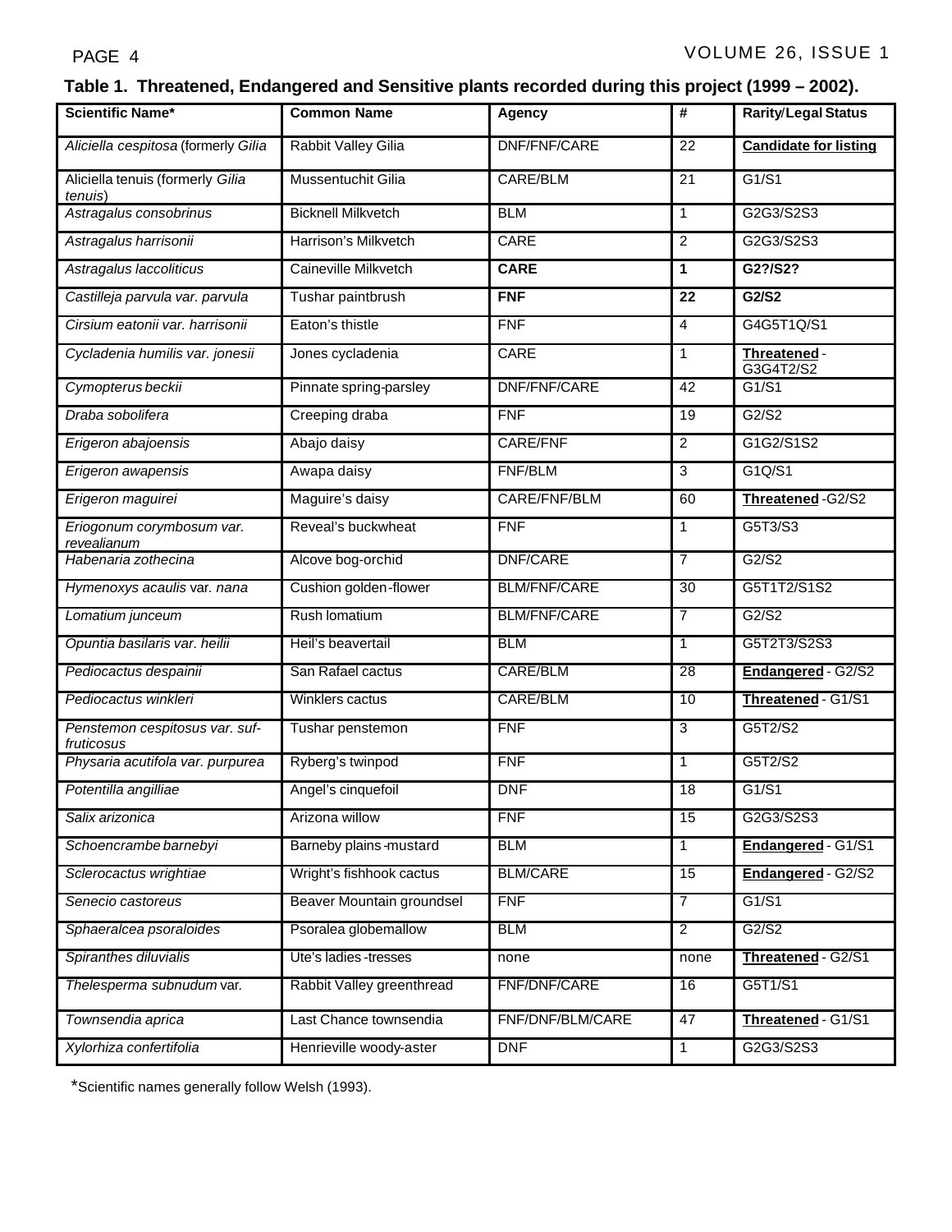**Table 1. Threatened, Endangered and Sensitive plants recorded during this project (1999 – 2002).**

| Scientific Name* | Common Name | Agency | # | Rarity/Legal Status |
|---|---|---|---|---|
| *Aliciella cespitosa* (formerly *Gilia* | Rabbit Valley Gilia | DNF/FNF/CARE | 22 | **Candidate for listing** |
| Aliciella tenuis (formerly *Gilia tenuis*) | Mussentuchit Gilia | CARE/BLM | 21 | G1/S1 |
| *Astragalus consobrinus* | Bicknell Milkvetch | BLM | 1 | G2G3/S2S3 |
| *Astragalus harrisonii* | Harrison's Milkvetch | CARE | 2 | G2G3/S2S3 |
| *Astragalus laccoliticus* | Caineville Milkvetch | **CARE** | **1** | **G2?/S2?** |
| *Castilleja parvula var. parvula* | Tushar paintbrush | **FNF** | **22** | **G2/S2** |
| *Cirsium eatonii var. harrisonii* | Eaton's thistle | FNF | 4 | G4G5T1Q/S1 |
| *Cycladenia humilis var. jonesii* | Jones cycladenia | CARE | 1 | **Threatened** - G3G4T2/S2 |
| *Cymopterus beckii* | Pinnate spring-parsley | DNF/FNF/CARE | 42 | G1/S1 |
| *Draba sobolifera* | Creeping draba | FNF | 19 | G2/S2 |
| *Erigeron abajoensis* | Abajo daisy | CARE/FNF | 2 | G1G2/S1S2 |
| *Erigeron awapensis* | Awapa daisy | FNF/BLM | 3 | G1Q/S1 |
| *Erigeron maguirei* | Maguire's daisy | CARE/FNF/BLM | 60 | **Threatened** -G2/S2 |
| *Eriogonum corymbosum var. revealianum* | Reveal's buckwheat | FNF | 1 | G5T3/S3 |
| *Habenaria zothecina* | Alcove bog-orchid | DNF/CARE | 7 | G2/S2 |
| *Hymenoxys acaulis* var. *nana* | Cushion golden-flower | BLM/FNF/CARE | 30 | G5T1T2/S1S2 |
| *Lomatium junceum* | Rush lomatium | BLM/FNF/CARE | 7 | G2/S2 |
| *Opuntia basilaris var. heilii* | Heil's beavertail | BLM | 1 | G5T2T3/S2S3 |
| *Pediocactus despainii* | San Rafael cactus | CARE/BLM | 28 | **Endangered** - G2/S2 |
| *Pediocactus winkleri* | Winklers cactus | CARE/BLM | 10 | **Threatened** - G1/S1 |
| *Penstemon cespitosus var. suffruticosus* | Tushar penstemon | FNF | 3 | G5T2/S2 |
| *Physaria acutifola var. purpurea* | Ryberg's twinpod | FNF | 1 | G5T2/S2 |
| *Potentilla angilliae* | Angel's cinquefoil | DNF | 18 | G1/S1 |
| *Salix arizonica* | Arizona willow | FNF | 15 | G2G3/S2S3 |
| *Schoencrambe barnebyi* | Barneby plains-mustard | BLM | 1 | **Endangered** - G1/S1 |
| *Sclerocactus wrightiae* | Wright's fishhook cactus | BLM/CARE | 15 | **Endangered** - G2/S2 |
| *Senecio castoreus* | Beaver Mountain groundsel | FNF | 7 | G1/S1 |
| *Sphaeralcea psoraloides* | Psoralea globemallow | BLM | 2 | G2/S2 |
| *Spiranthes diluvialis* | Ute's ladies-tresses | none | none | **Threatened** - G2/S1 |
| *Thelesperma subnudum* var. | Rabbit Valley greenthread | FNF/DNF/CARE | 16 | G5T1/S1 |
| *Townsendia aprica* | Last Chance townsendia | FNF/DNF/BLM/CARE | 47 | **Threatened** - G1/S1 |
| *Xylorhiza confertifolia* | Henrieville woody-aster | DNF | 1 | G2G3/S2S3 |

*Scientific names generally follow Welsh (1993).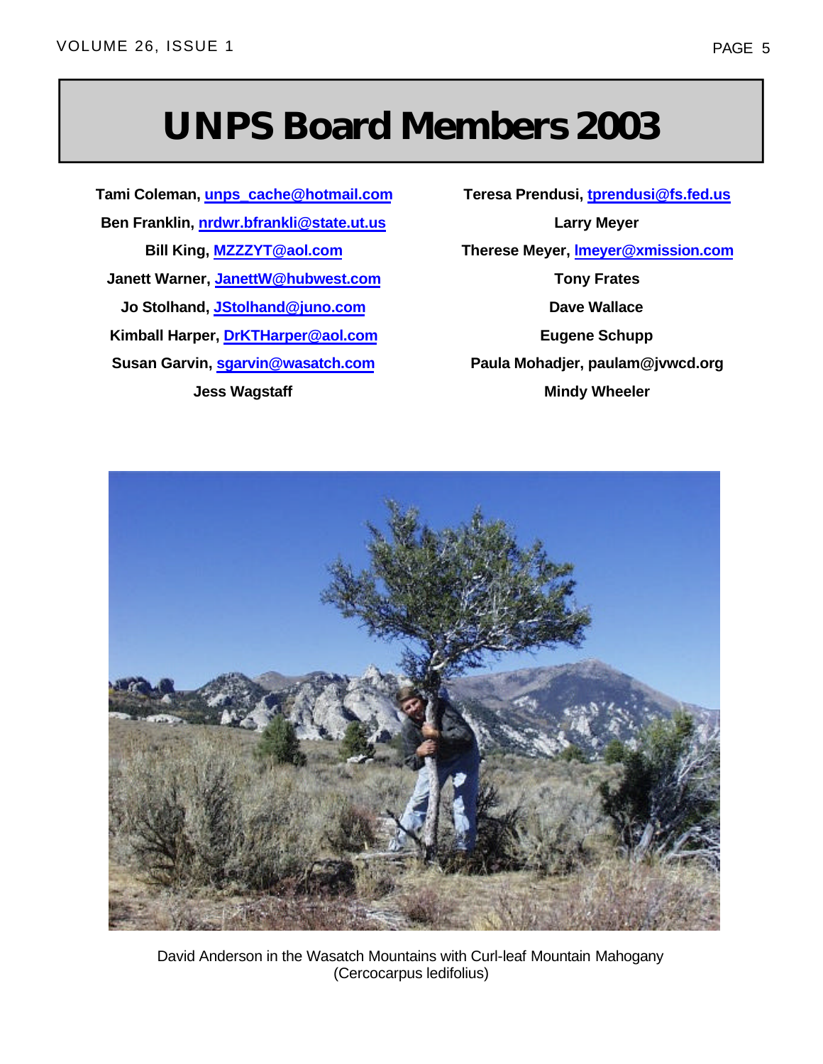# UNPS Board Members 2003

Tami Coleman, unps_cache@hotmail.com

Ben Franklin, nrdwr.bfrankli@state.ut.us

Bill King, MZZZYT@aol.com

Janett Warner, JanettW@hubwest.com

Jo Stolhand, JStolhand@juno.com

Kimball Harper, DrKTHarper@aol.com

Susan Garvin, sgarvin@wasatch.com

Jess Wagstaff

Teresa Prendusi, tprendusi@fs.fed.us

Larry Meyer

Therese Meyer, lmeyer@xmission.com

Tony Frates

Dave Wallace

Eugene Schupp

Paula Mohadjer, paulam@jvwcd.org

Mindy Wheeler

David Anderson in the Wasatch Mountains with Curl-leaf Mountain Mahogany (Cercocarpus ledifolius)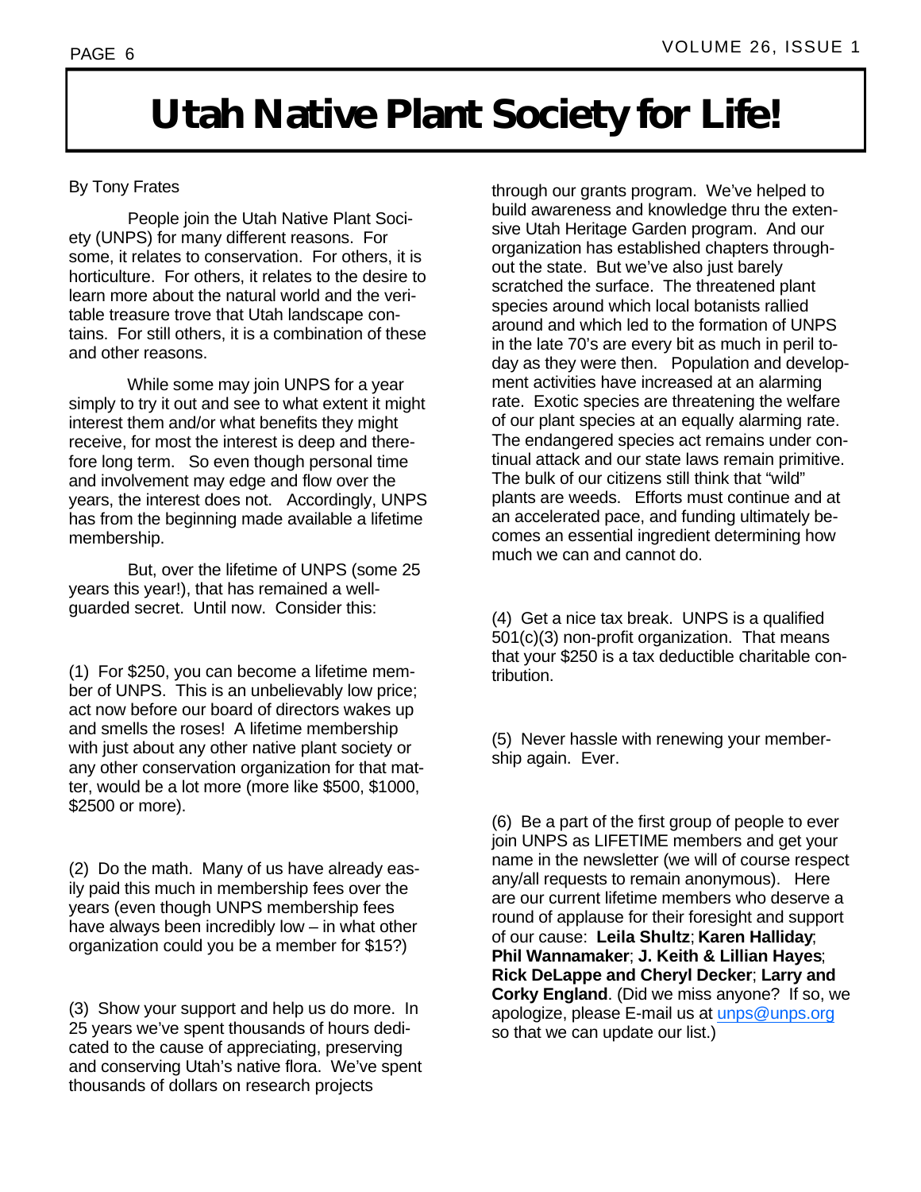# Utah Native Plant Society for Life!

By Tony Frates

People join the Utah Native Plant Society (UNPS) for many different reasons. For some, it relates to conservation. For others, it is horticulture. For others, it relates to the desire to learn more about the natural world and the veritable treasure trove that Utah landscape contains. For still others, it is a combination of these and other reasons.

While some may join UNPS for a year simply to try it out and see to what extent it might interest them and/or what benefits they might receive, for most the interest is deep and therefore long term. So even though personal time and involvement may edge and flow over the years, the interest does not. Accordingly, UNPS has from the beginning made available a lifetime membership.

But, over the lifetime of UNPS (some 25 years this year!), that has remained a well-guarded secret. Until now. Consider this:

(1) For $250, you can become a lifetime member of UNPS. This is an unbelievably low price; act now before our board of directors wakes up and smells the roses! A lifetime membership with just about any other native plant society or any other conservation organization for that matter, would be a lot more (more like $500, $1000, $2500 or more).

(2) Do the math. Many of us have already easily paid this much in membership fees over the years (even though UNPS membership fees have always been incredibly low – in what other organization could you be a member for $15?)

(3) Show your support and help us do more. In 25 years we've spent thousands of hours dedicated to the cause of appreciating, preserving and conserving Utah's native flora. We've spent thousands of dollars on research projects through our grants program. We've helped to build awareness and knowledge thru the extensive Utah Heritage Garden program. And our organization has established chapters throughout the state. But we've also just barely scratched the surface. The threatened plant species around which local botanists rallied around and which led to the formation of UNPS in the late 70's are every bit as much in peril today as they were then. Population and development activities have increased at an alarming rate. Exotic species are threatening the welfare of our plant species at an equally alarming rate. The endangered species act remains under continual attack and our state laws remain primitive. The bulk of our citizens still think that "wild" plants are weeds. Efforts must continue and at an accelerated pace, and funding ultimately becomes an essential ingredient determining how much we can and cannot do.

(4) Get a nice tax break. UNPS is a qualified 501(c)(3) non-profit organization. That means that your $250 is a tax deductible charitable contribution.

(5) Never hassle with renewing your membership again. Ever.

(6) Be a part of the first group of people to ever join UNPS as LIFETIME members and get your name in the newsletter (we will of course respect any/all requests to remain anonymous). Here are our current lifetime members who deserve a round of applause for their foresight and support of our cause: **Leila Shultz**; **Karen Halliday**; **Phil Wannamaker**; **J. Keith & Lillian Hayes**; **Rick DeLappe and Cheryl Decker**; **Larry and Corky England**. (Did we miss anyone? If so, we apologize, please E-mail us at unps@unps.org so that we can update our list.)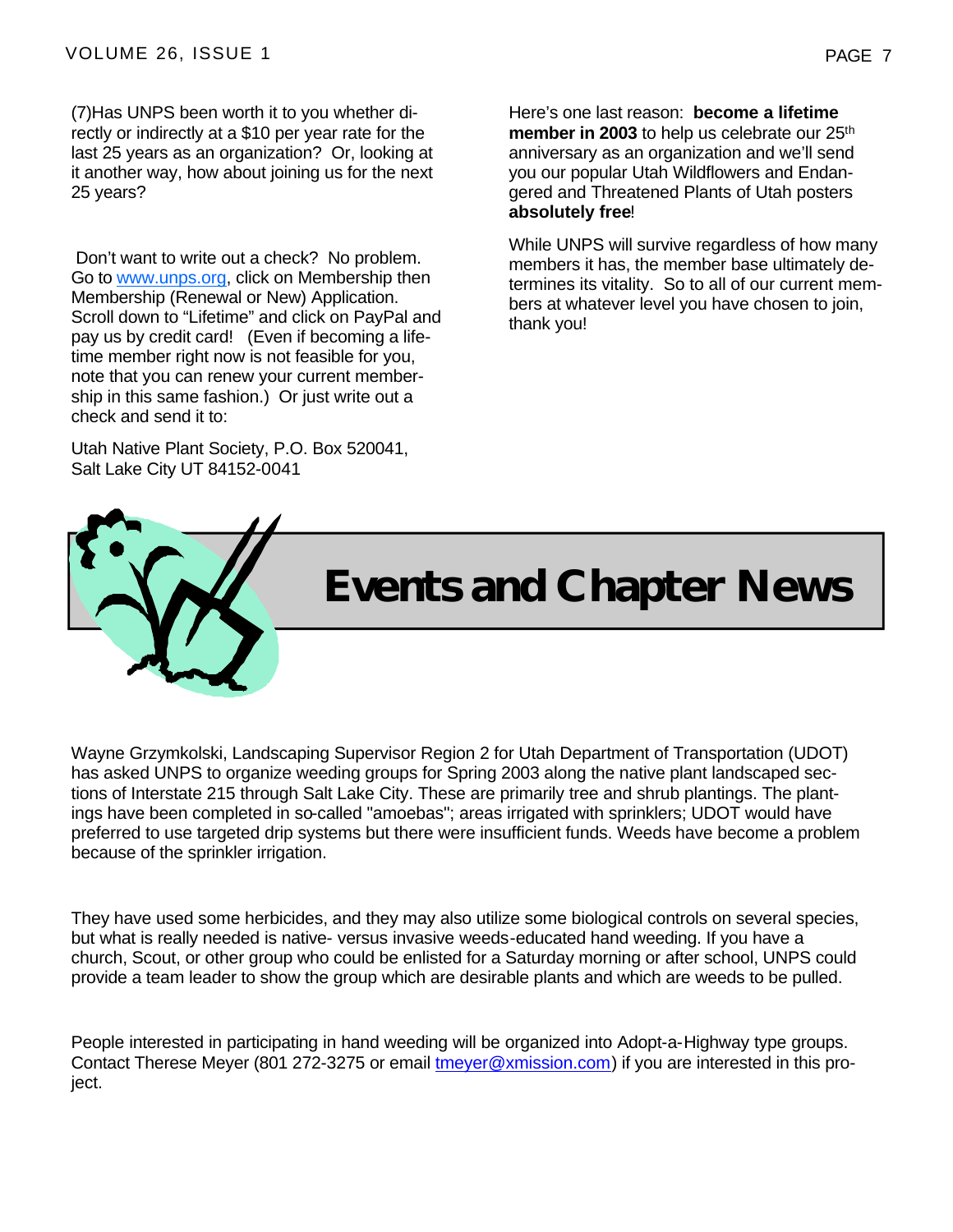(7)Has UNPS been worth it to you whether directly or indirectly at a $10 per year rate for the last 25 years as an organization? Or, looking at it another way, how about joining us for the next 25 years?

Don't want to write out a check? No problem. Go to www.unps.org, click on Membership then Membership (Renewal or New) Application. Scroll down to "Lifetime" and click on PayPal and pay us by credit card! (Even if becoming a lifetime member right now is not feasible for you, note that you can renew your current membership in this same fashion.) Or just write out a check and send it to:

Utah Native Plant Society, P.O. Box 520041, Salt Lake City UT 84152-0041

Here's one last reason: **become a lifetime member in 2003** to help us celebrate our 25th anniversary as an organization and we'll send you our popular Utah Wildflowers and Endangered and Threatened Plants of Utah posters **absolutely free**!

While UNPS will survive regardless of how many members it has, the member base ultimately determines its vitality. So to all of our current members at whatever level you have chosen to join, thank you!

# Events and Chapter News

Wayne Grzymkolski, Landscaping Supervisor Region 2 for Utah Department of Transportation (UDOT) has asked UNPS to organize weeding groups for Spring 2003 along the native plant landscaped sections of Interstate 215 through Salt Lake City. These are primarily tree and shrub plantings. The plantings have been completed in so-called "amoebas"; areas irrigated with sprinklers; UDOT would have preferred to use targeted drip systems but there were insufficient funds. Weeds have become a problem because of the sprinkler irrigation.

They have used some herbicides, and they may also utilize some biological controls on several species, but what is really needed is native- versus invasive weeds-educated hand weeding. If you have a church, Scout, or other group who could be enlisted for a Saturday morning or after school, UNPS could provide a team leader to show the group which are desirable plants and which are weeds to be pulled.

People interested in participating in hand weeding will be organized into Adopt-a-Highway type groups. Contact Therese Meyer (801 272-3275 or email tmeyer@xmission.com) if you are interested in this project.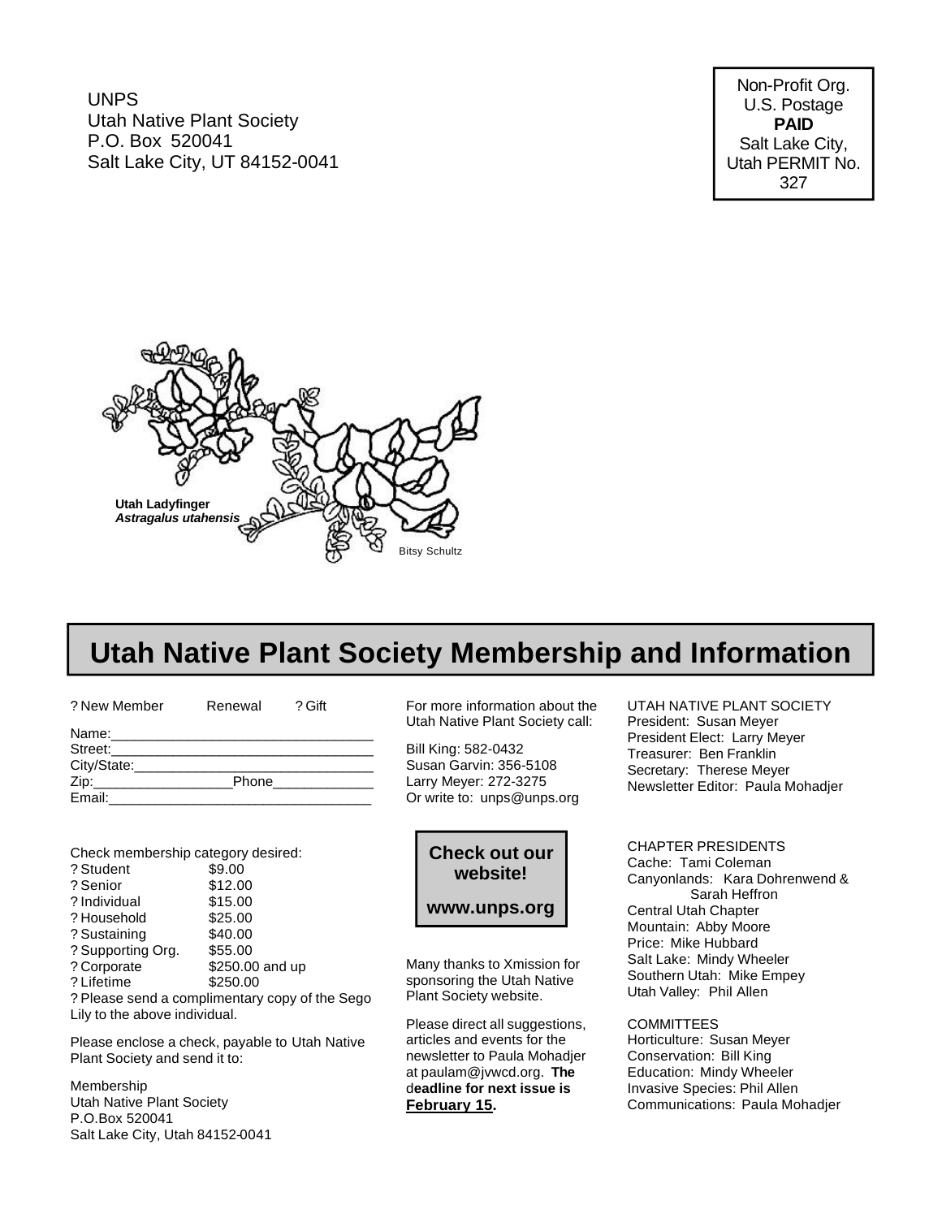UNPS
Utah Native Plant Society
P.O. Box 520041
Salt Lake City, UT 84152-0041

Non-Profit Org.
U.S. Postage
**PAID**
Salt Lake City,
Utah PERMIT No.
327

**Utah Ladyfinger**
***Astragalus utahensis***

Bitsy Schultz

# Utah Native Plant Society Membership and Information

? New Member    Renewal    ? Gift

Name:\_\_\_\_\_\_\_\_\_\_\_\_\_\_\_\_\_\_\_\_\_\_\_\_\_\_\_\_\_\_\_\_\_\_
Street:\_\_\_\_\_\_\_\_\_\_\_\_\_\_\_\_\_\_\_\_\_\_\_\_\_\_\_\_\_\_\_\_\_\_
City/State:\_\_\_\_\_\_\_\_\_\_\_\_\_\_\_\_\_\_\_\_\_\_\_\_\_\_\_\_\_\_\_
Zip:\_\_\_\_\_\_\_\_\_\_\_\_\_\_\_\_\_\_Phone\_\_\_\_\_\_\_\_\_\_\_\_\_
Email:\_\_\_\_\_\_\_\_\_\_\_\_\_\_\_\_\_\_\_\_\_\_\_\_\_\_\_\_\_\_\_\_\_\_

Check membership category desired:

| | |
|---|---|
| ? Student | $9.00 |
| ? Senior | $12.00 |
| ? Individual | $15.00 |
| ? Household | $25.00 |
| ? Sustaining | $40.00 |
| ? Supporting Org. | $55.00 |
| ? Corporate | $250.00 and up |
| ? Lifetime | $250.00 |

? Please send a complimentary copy of the Sego Lily to the above individual.

Please enclose a check, payable to Utah Native Plant Society and send it to:

Membership
Utah Native Plant Society
P.O.Box 520041
Salt Lake City, Utah 84152-0041

For more information about the Utah Native Plant Society call:

Bill King: 582-0432
Susan Garvin: 356-5108
Larry Meyer: 272-3275
Or write to: unps@unps.org

**Check out our website!**

**www.unps.org**

Many thanks to Xmission for sponsoring the Utah Native Plant Society website.

Please direct all suggestions, articles and events for the newsletter to Paula Mohadjer at paulam@jvwcd.org. **The deadline for next issue is <u>February 15</u>.**

UTAH NATIVE PLANT SOCIETY
President: Susan Meyer
President Elect: Larry Meyer
Treasurer: Ben Franklin
Secretary: Therese Meyer
Newsletter Editor: Paula Mohadjer

CHAPTER PRESIDENTS
Cache: Tami Coleman
Canyonlands: Kara Dohrenwend & Sarah Heffron
Central Utah Chapter
Mountain: Abby Moore
Price: Mike Hubbard
Salt Lake: Mindy Wheeler
Southern Utah: Mike Empey
Utah Valley: Phil Allen

COMMITTEES
Horticulture: Susan Meyer
Conservation: Bill King
Education: Mindy Wheeler
Invasive Species: Phil Allen
Communications: Paula Mohadjer